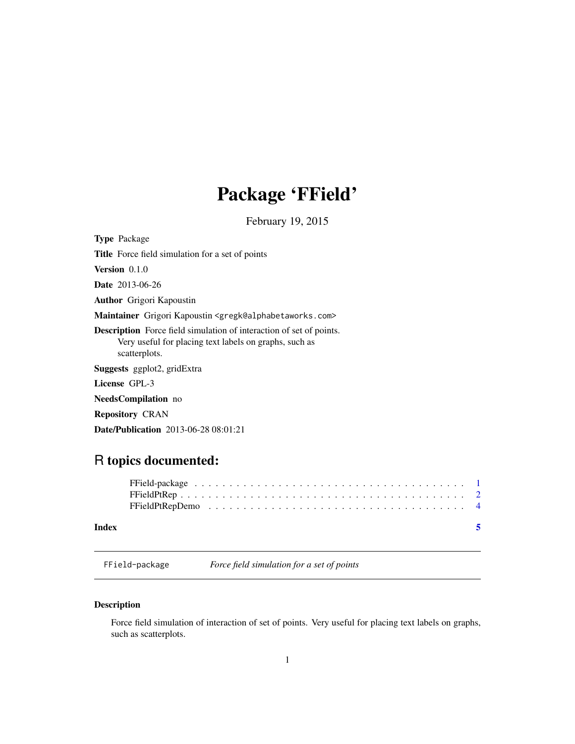# Package 'FField'

February 19, 2015

**Type** Package

**Title** Force field simulation for a set of points

**Version** 0.1.0

**Date** 2013-06-26

**Author** Grigori Kapoustin

**Maintainer** Grigori Kapoustin <gregk@alphabetaworks.com>

**Description** Force field simulation of interaction of set of points.
Very useful for placing text labels on graphs, such as
scatterplots.

**Suggests** ggplot2, gridExtra

**License** GPL-3

**NeedsCompilation** no

**Repository** CRAN

**Date/Publication** 2013-06-28 08:01:21

## R topics documented:

FField-package . . . . . . . . . . . . . . . . . . . . . . . . . . . . . . . . . . . . . . 1
FFieldPtRep . . . . . . . . . . . . . . . . . . . . . . . . . . . . . . . . . . . . . . . 2
FFieldPtRepDemo . . . . . . . . . . . . . . . . . . . . . . . . . . . . . . . . . . . . 4

**Index** 5

---

FField-package *Force field simulation for a set of points*

---

### Description

Force field simulation of interaction of set of points. Very useful for placing text labels on graphs, such as scatterplots.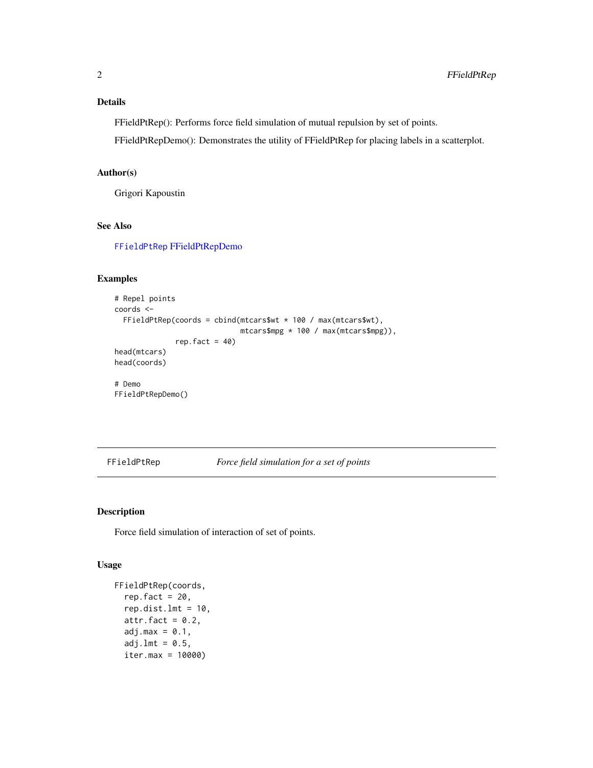### Details

FFieldPtRep(): Performs force field simulation of mutual repulsion by set of points.

FFieldPtRepDemo(): Demonstrates the utility of FFieldPtRep for placing labels in a scatterplot.

### Author(s)

Grigori Kapoustin

### See Also

FFieldPtRep FFieldPtRepDemo

### Examples

```
# Repel points
coords <-
  FFieldPtRep(coords = cbind(mtcars$wt * 100 / max(mtcars$wt),
                             mtcars$mpg * 100 / max(mtcars$mpg)),
              rep.fact = 40)
head(mtcars)
head(coords)

# Demo
FFieldPtRepDemo()
```

---

## FFieldPtRep — *Force field simulation for a set of points*

### Description

Force field simulation of interaction of set of points.

### Usage

```
FFieldPtRep(coords,
  rep.fact = 20,
  rep.dist.lmt = 10,
  attr.fact = 0.2,
  adj.max = 0.1,
  adj.lmt = 0.5,
  iter.max = 10000)
```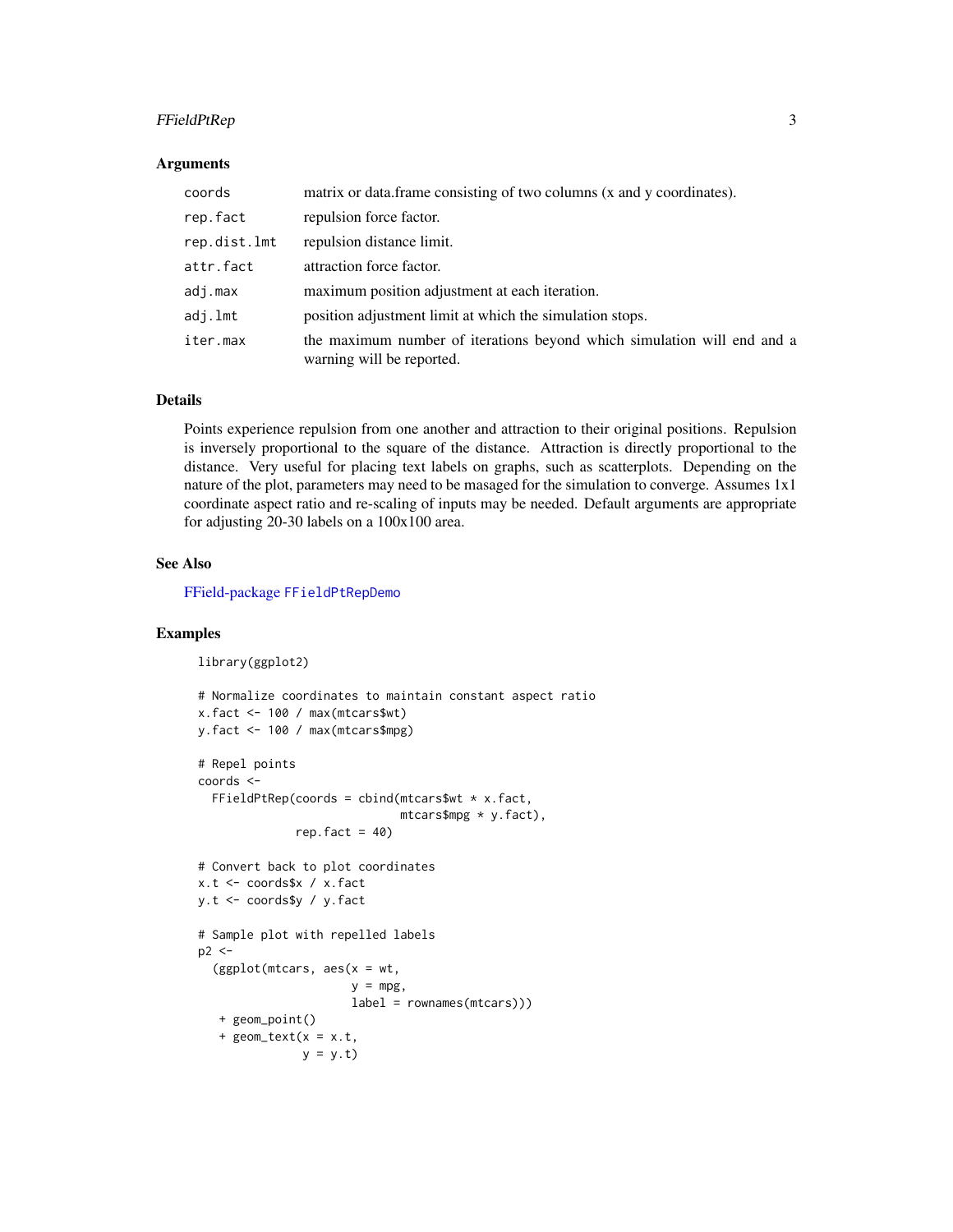### Arguments

| | |
|---|---|
| `coords` | matrix or data.frame consisting of two columns (x and y coordinates). |
| `rep.fact` | repulsion force factor. |
| `rep.dist.lmt` | repulsion distance limit. |
| `attr.fact` | attraction force factor. |
| `adj.max` | maximum position adjustment at each iteration. |
| `adj.lmt` | position adjustment limit at which the simulation stops. |
| `iter.max` | the maximum number of iterations beyond which simulation will end and a warning will be reported. |

### Details

Points experience repulsion from one another and attraction to their original positions. Repulsion is inversely proportional to the square of the distance. Attraction is directly proportional to the distance. Very useful for placing text labels on graphs, such as scatterplots. Depending on the nature of the plot, parameters may need to be masaged for the simulation to converge. Assumes 1x1 coordinate aspect ratio and re-scaling of inputs may be needed. Default arguments are appropriate for adjusting 20-30 labels on a 100x100 area.

### See Also

FField-package `FFieldPtRepDemo`

### Examples

```
library(ggplot2)

# Normalize coordinates to maintain constant aspect ratio
x.fact <- 100 / max(mtcars$wt)
y.fact <- 100 / max(mtcars$mpg)

# Repel points
coords <-
  FFieldPtRep(coords = cbind(mtcars$wt * x.fact,
                             mtcars$mpg * y.fact),
              rep.fact = 40)

# Convert back to plot coordinates
x.t <- coords$x / x.fact
y.t <- coords$y / y.fact

# Sample plot with repelled labels
p2 <-
  (ggplot(mtcars, aes(x = wt,
                      y = mpg,
                      label = rownames(mtcars)))
   + geom_point()
   + geom_text(x = x.t,
               y = y.t)
```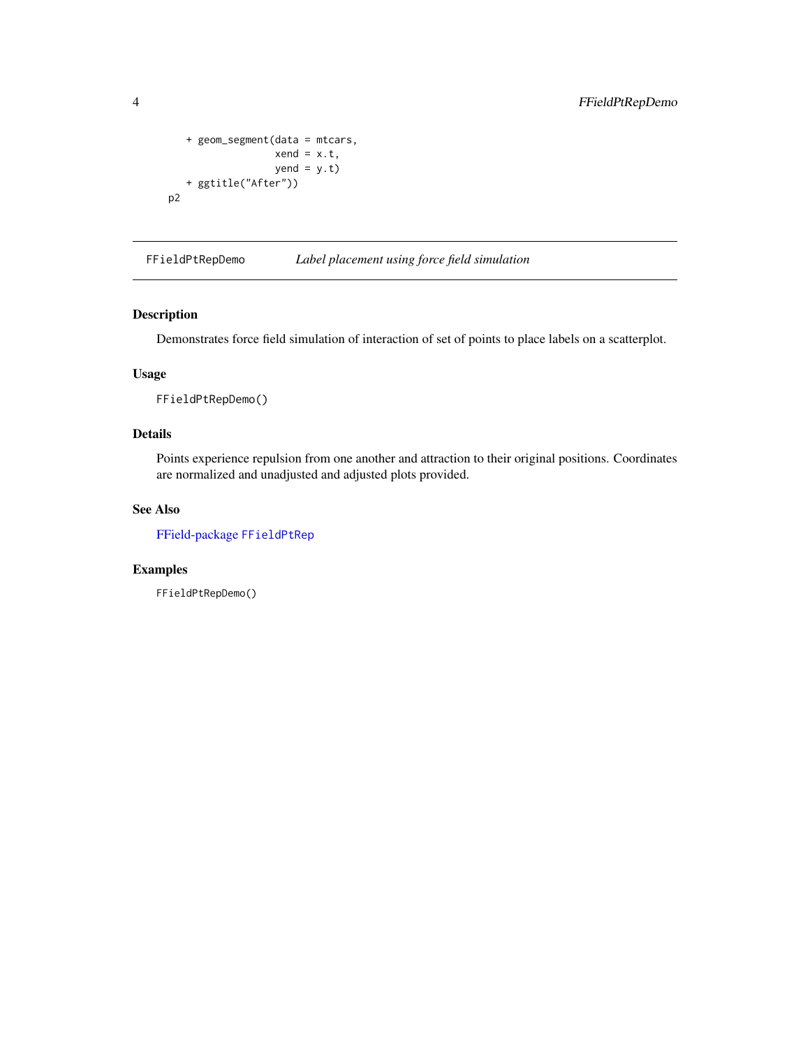```
    + geom_segment(data = mtcars,
                   xend = x.t,
                   yend = y.t)
    + ggtitle("After"))
p2
```

## FFieldPtRepDemo — *Label placement using force field simulation*

### Description

Demonstrates force field simulation of interaction of set of points to place labels on a scatterplot.

### Usage

```
FFieldPtRepDemo()
```

### Details

Points experience repulsion from one another and attraction to their original positions. Coordinates are normalized and unadjusted and adjusted plots provided.

### See Also

FField-package `FFieldPtRep`

### Examples

```
FFieldPtRepDemo()
```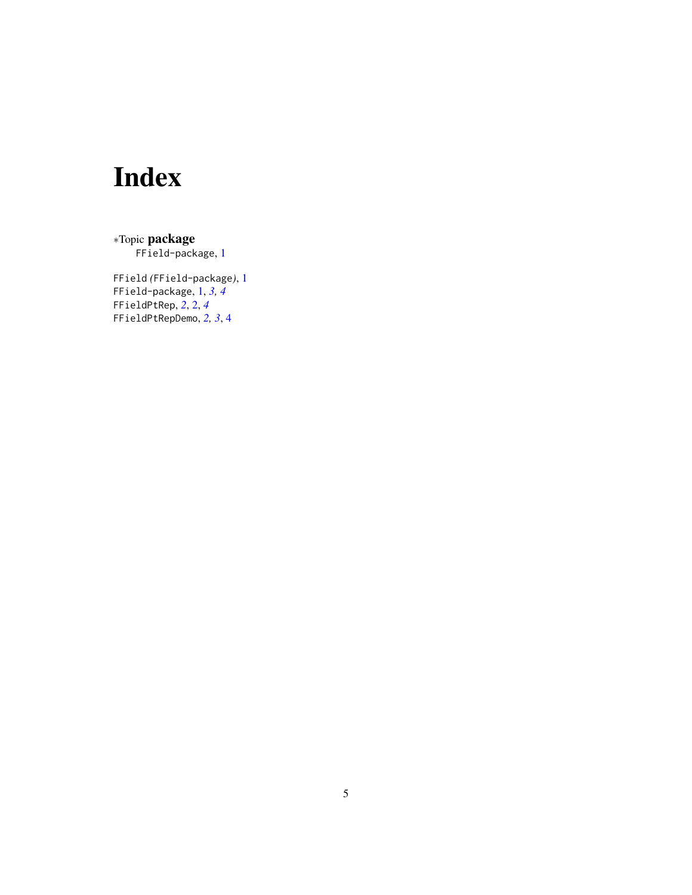# Index

*Topic **package**

FField-package, 1

FField (FField-package), 1
FField-package, 1, *3*, *4*
FFieldPtRep, *2*, 2, *4*
FFieldPtRepDemo, *2*, *3*, 4